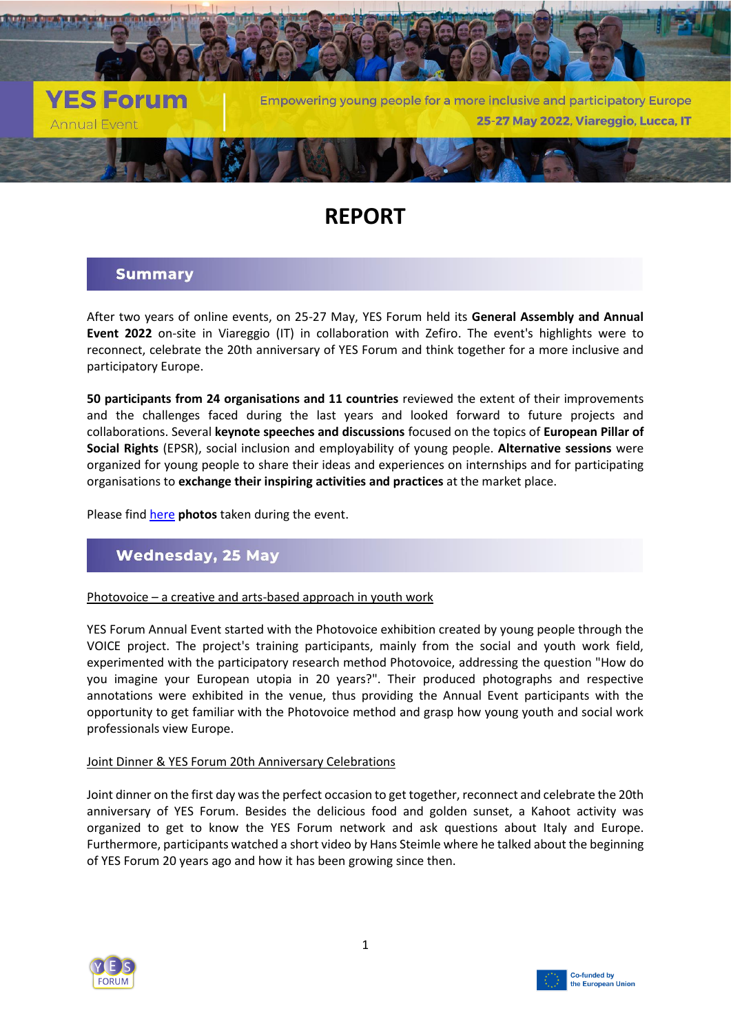YES Forum

Annual Event

Empowering young people for a more inclusive and participatory Europe

25-27 May 2022, Viareggio, Lucca, IT

# REPORT

## Summary

After two years of online events, on 25-27 May, YES Forum held its **General Assembly and Annual Event 2022** on-site in Viareggio (IT) in collaboration with Zefiro. The event's highlights were to reconnect, celebrate the 20th anniversary of YES Forum and think together for a more inclusive and participatory Europe.

**50 participants from 24 organisations and 11 countries** reviewed the extent of their improvements and the challenges faced during the last years and looked forward to future projects and collaborations. Several **keynote speeches and discussions** focused on the topics of **European Pillar of Social Rights** (EPSR), social inclusion and employability of young people. **Alternative sessions** were organized for young people to share their ideas and experiences on internships and for participating organisations to **exchange their inspiring activities and practices** at the market place.

Please find here **photos** taken during the event.

## Wednesday, 25 May

### Photovoice – a creative and arts-based approach in youth work

YES Forum Annual Event started with the Photovoice exhibition created by young people through the VOICE project. The project's training participants, mainly from the social and youth work field, experimented with the participatory research method Photovoice, addressing the question "How do you imagine your European utopia in 20 years?". Their produced photographs and respective annotations were exhibited in the venue, thus providing the Annual Event participants with the opportunity to get familiar with the Photovoice method and grasp how young youth and social work professionals view Europe.

### Joint Dinner & YES Forum 20th Anniversary Celebrations

Joint dinner on the first day was the perfect occasion to get together, reconnect and celebrate the 20th anniversary of YES Forum. Besides the delicious food and golden sunset, a Kahoot activity was organized to get to know the YES Forum network and ask questions about Italy and Europe. Furthermore, participants watched a short video by Hans Steimle where he talked about the beginning of YES Forum 20 years ago and how it has been growing since then.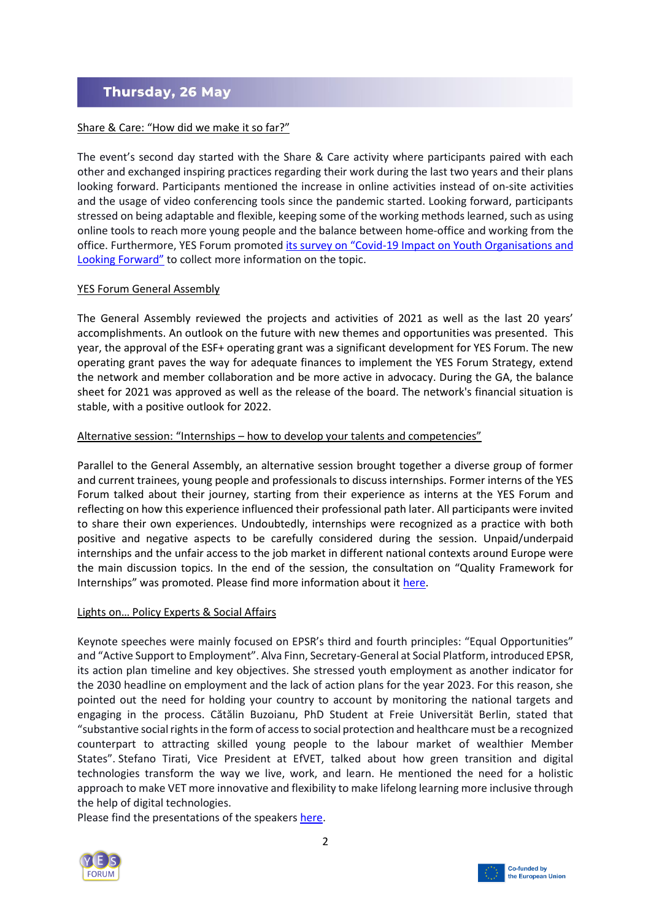## Thursday, 26 May

### Share & Care: "How did we make it so far?"

The event's second day started with the Share & Care activity where participants paired with each other and exchanged inspiring practices regarding their work during the last two years and their plans looking forward. Participants mentioned the increase in online activities instead of on-site activities and the usage of video conferencing tools since the pandemic started. Looking forward, participants stressed on being adaptable and flexible, keeping some of the working methods learned, such as using online tools to reach more young people and the balance between home-office and working from the office. Furthermore, YES Forum promoted its survey on "Covid-19 Impact on Youth Organisations and Looking Forward" to collect more information on the topic.

### YES Forum General Assembly

The General Assembly reviewed the projects and activities of 2021 as well as the last 20 years' accomplishments. An outlook on the future with new themes and opportunities was presented. This year, the approval of the ESF+ operating grant was a significant development for YES Forum. The new operating grant paves the way for adequate finances to implement the YES Forum Strategy, extend the network and member collaboration and be more active in advocacy. During the GA, the balance sheet for 2021 was approved as well as the release of the board. The network's financial situation is stable, with a positive outlook for 2022.

### Alternative session: "Internships – how to develop your talents and competencies"

Parallel to the General Assembly, an alternative session brought together a diverse group of former and current trainees, young people and professionals to discuss internships. Former interns of the YES Forum talked about their journey, starting from their experience as interns at the YES Forum and reflecting on how this experience influenced their professional path later. All participants were invited to share their own experiences. Undoubtedly, internships were recognized as a practice with both positive and negative aspects to be carefully considered during the session. Unpaid/underpaid internships and the unfair access to the job market in different national contexts around Europe were the main discussion topics. In the end of the session, the consultation on "Quality Framework for Internships" was promoted. Please find more information about it here.

### Lights on… Policy Experts & Social Affairs

Keynote speeches were mainly focused on EPSR's third and fourth principles: "Equal Opportunities" and "Active Support to Employment". Alva Finn, Secretary-General at Social Platform, introduced EPSR, its action plan timeline and key objectives. She stressed youth employment as another indicator for the 2030 headline on employment and the lack of action plans for the year 2023. For this reason, she pointed out the need for holding your country to account by monitoring the national targets and engaging in the process. Cătălin Buzoianu, PhD Student at Freie Universität Berlin, stated that "substantive social rights in the form of access to social protection and healthcare must be a recognized counterpart to attracting skilled young people to the labour market of wealthier Member States". Stefano Tirati, Vice President at EfVET, talked about how green transition and digital technologies transform the way we live, work, and learn. He mentioned the need for a holistic approach to make VET more innovative and flexibility to make lifelong learning more inclusive through the help of digital technologies.

Please find the presentations of the speakers here.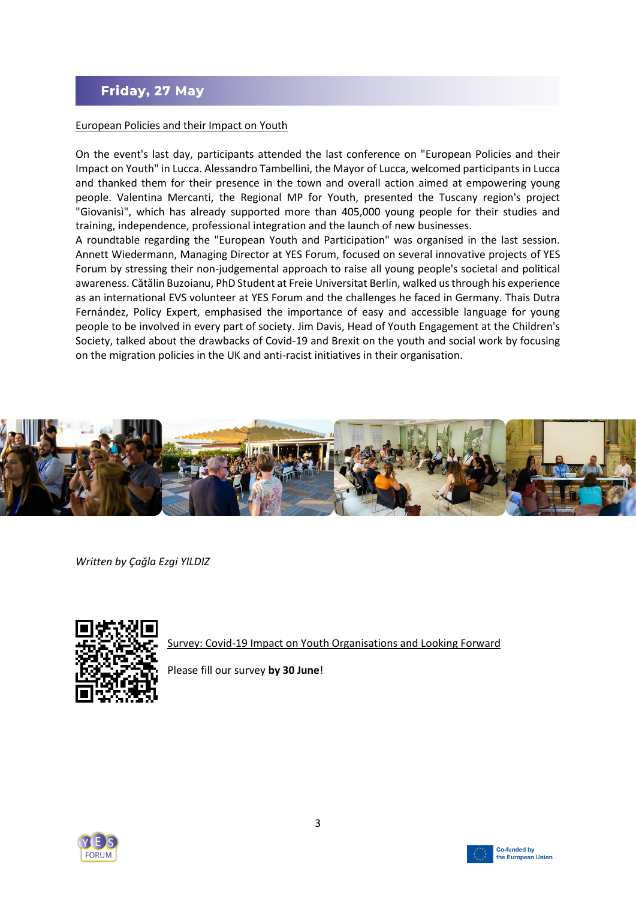## Friday, 27 May

European Policies and their Impact on Youth

On the event's last day, participants attended the last conference on "European Policies and their Impact on Youth" in Lucca. Alessandro Tambellini, the Mayor of Lucca, welcomed participants in Lucca and thanked them for their presence in the town and overall action aimed at empowering young people. Valentina Mercanti, the Regional MP for Youth, presented the Tuscany region's project "Giovanisì", which has already supported more than 405,000 young people for their studies and training, independence, professional integration and the launch of new businesses.
A roundtable regarding the "European Youth and Participation" was organised in the last session. Annett Wiedermann, Managing Director at YES Forum, focused on several innovative projects of YES Forum by stressing their non-judgemental approach to raise all young people's societal and political awareness. Cătălin Buzoianu, PhD Student at Freie Universitat Berlin, walked us through his experience as an international EVS volunteer at YES Forum and the challenges he faced in Germany. Thais Dutra Fernández, Policy Expert, emphasised the importance of easy and accessible language for young people to be involved in every part of society. Jim Davis, Head of Youth Engagement at the Children's Society, talked about the drawbacks of Covid-19 and Brexit on the youth and social work by focusing on the migration policies in the UK and anti-racist initiatives in their organisation.

*Written by Çağla Ezgi YILDIZ*

Survey: Covid-19 Impact on Youth Organisations and Looking Forward

Please fill our survey **by 30 June**!

Co-funded by the European Union